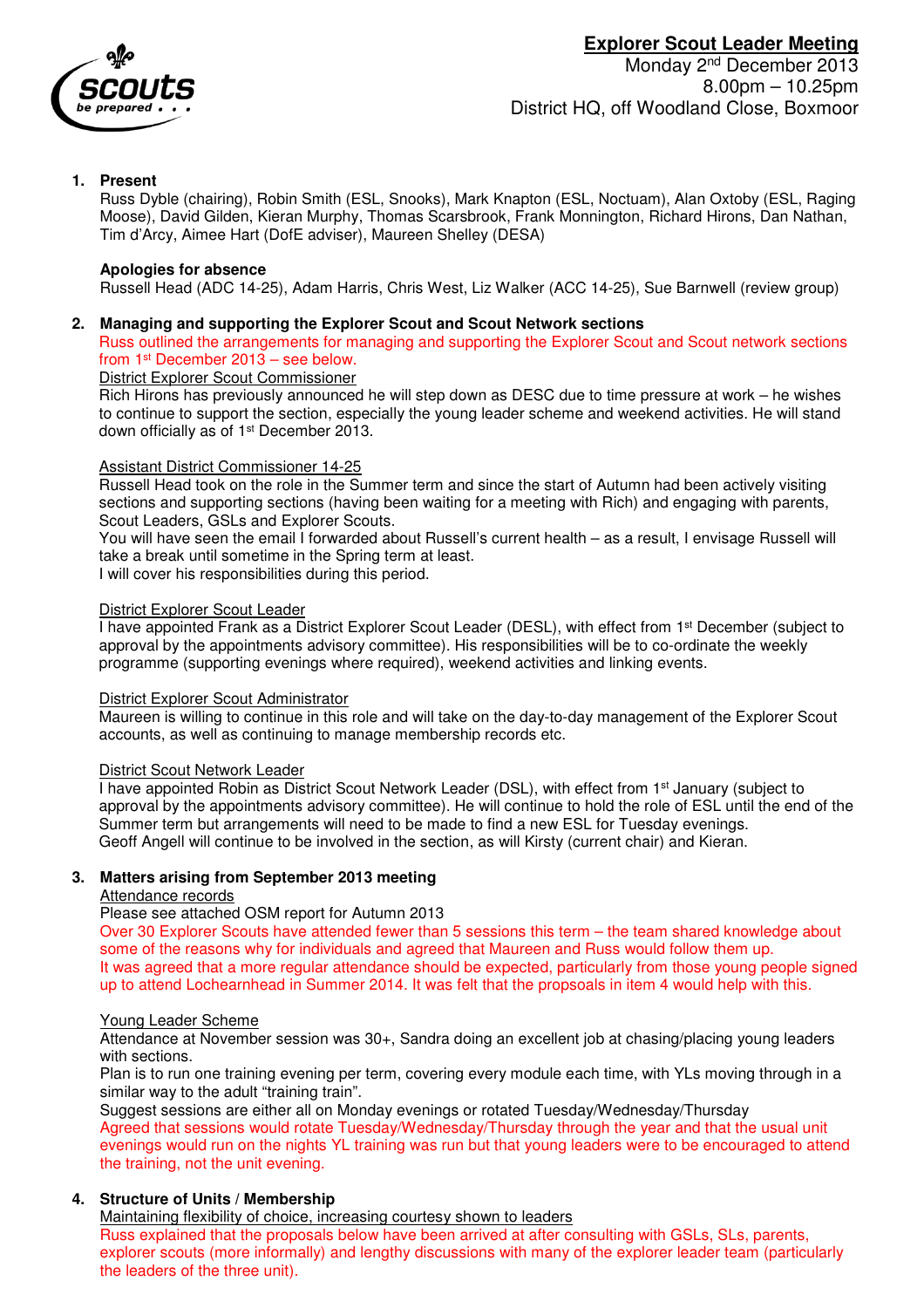# Explorer Scout Leader Meeting

Monday 2nd December 2013
8.00pm – 10.25pm
District HQ, off Woodland Close, Boxmoor

## 1. Present

Russ Dyble (chairing), Robin Smith (ESL, Snooks), Mark Knapton (ESL, Noctuam), Alan Oxtoby (ESL, Raging Moose), David Gilden, Kieran Murphy, Thomas Scarsbrook, Frank Monnington, Richard Hirons, Dan Nathan, Tim d'Arcy, Aimee Hart (DofE adviser), Maureen Shelley (DESA)

**Apologies for absence**

Russell Head (ADC 14-25), Adam Harris, Chris West, Liz Walker (ACC 14-25), Sue Barnwell (review group)

## 2. Managing and supporting the Explorer Scout and Scout Network sections

Russ outlined the arrangements for managing and supporting the Explorer Scout and Scout network sections from 1st December 2013 – see below.

<u>District Explorer Scout Commissioner</u>

Rich Hirons has previously announced he will step down as DESC due to time pressure at work – he wishes to continue to support the section, especially the young leader scheme and weekend activities. He will stand down officially as of 1st December 2013.

<u>Assistant District Commissioner 14-25</u>

Russell Head took on the role in the Summer term and since the start of Autumn had been actively visiting sections and supporting sections (having been waiting for a meeting with Rich) and engaging with parents, Scout Leaders, GSLs and Explorer Scouts.

You will have seen the email I forwarded about Russell's current health – as a result, I envisage Russell will take a break until sometime in the Spring term at least.

I will cover his responsibilities during this period.

<u>District Explorer Scout Leader</u>

I have appointed Frank as a District Explorer Scout Leader (DESL), with effect from 1st December (subject to approval by the appointments advisory committee). His responsibilities will be to co-ordinate the weekly programme (supporting evenings where required), weekend activities and linking events.

<u>District Explorer Scout Administrator</u>

Maureen is willing to continue in this role and will take on the day-to-day management of the Explorer Scout accounts, as well as continuing to manage membership records etc.

<u>District Scout Network Leader</u>

I have appointed Robin as District Scout Network Leader (DSL), with effect from 1st January (subject to approval by the appointments advisory committee). He will continue to hold the role of ESL until the end of the Summer term but arrangements will need to be made to find a new ESL for Tuesday evenings.

Geoff Angell will continue to be involved in the section, as will Kirsty (current chair) and Kieran.

## 3. Matters arising from September 2013 meeting

<u>Attendance records</u>

Please see attached OSM report for Autumn 2013

Over 30 Explorer Scouts have attended fewer than 5 sessions this term – the team shared knowledge about some of the reasons why for individuals and agreed that Maureen and Russ would follow them up.

It was agreed that a more regular attendance should be expected, particularly from those young people signed up to attend Lochearnhead in Summer 2014. It was felt that the propsoals in item 4 would help with this.

<u>Young Leader Scheme</u>

Attendance at November session was 30+, Sandra doing an excellent job at chasing/placing young leaders with sections.

Plan is to run one training evening per term, covering every module each time, with YLs moving through in a similar way to the adult "training train".

Suggest sessions are either all on Monday evenings or rotated Tuesday/Wednesday/Thursday

Agreed that sessions would rotate Tuesday/Wednesday/Thursday through the year and that the usual unit evenings would run on the nights YL training was run but that young leaders were to be encouraged to attend the training, not the unit evening.

## 4. Structure of Units / Membership

<u>Maintaining flexibility of choice, increasing courtesy shown to leaders</u>

Russ explained that the proposals below have been arrived at after consulting with GSLs, SLs, parents, explorer scouts (more informally) and lengthy discussions with many of the explorer leader team (particularly the leaders of the three unit).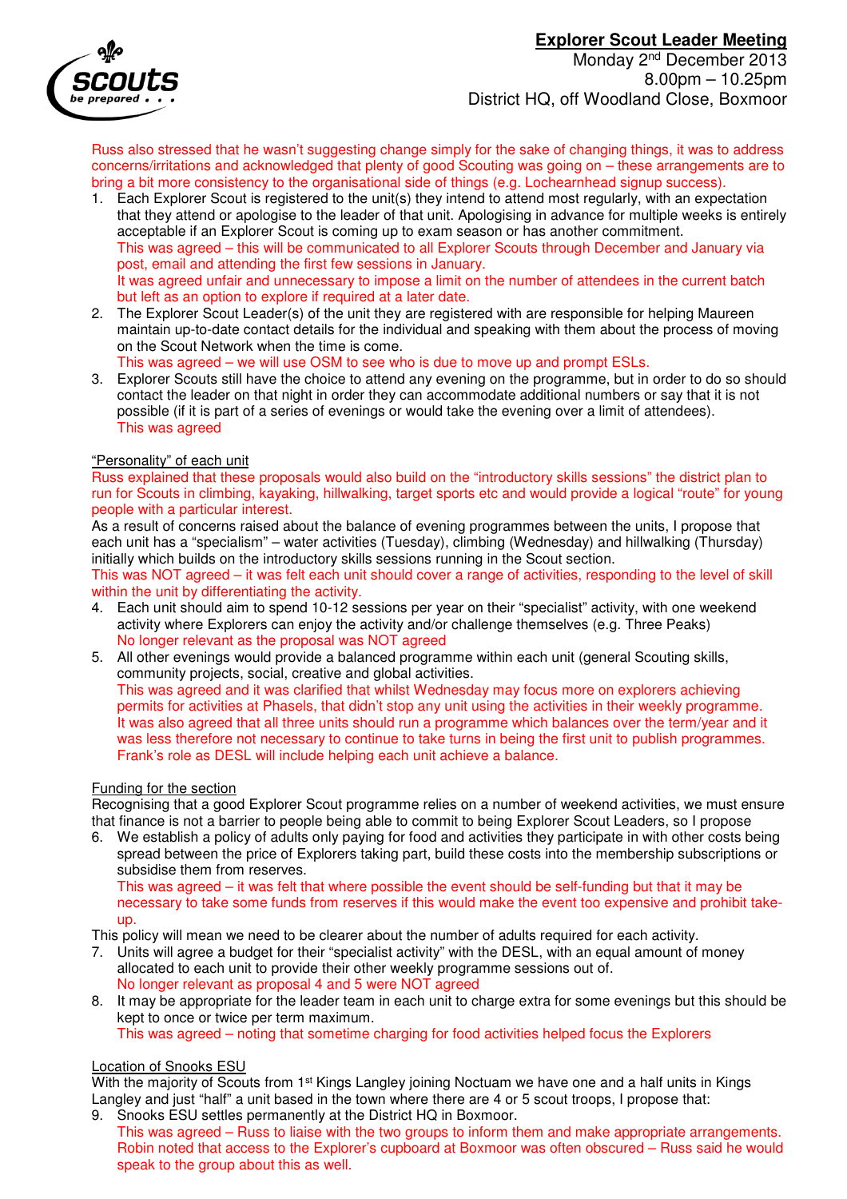Russ also stressed that he wasn't suggesting change simply for the sake of changing things, it was to address concerns/irritations and acknowledged that plenty of good Scouting was going on – these arrangements are to bring a bit more consistency to the organisational side of things (e.g. Lochearnhead signup success).

1. Each Explorer Scout is registered to the unit(s) they intend to attend most regularly, with an expectation that they attend or apologise to the leader of that unit. Apologising in advance for multiple weeks is entirely acceptable if an Explorer Scout is coming up to exam season or has another commitment.
   This was agreed – this will be communicated to all Explorer Scouts through December and January via post, email and attending the first few sessions in January.
   It was agreed unfair and unnecessary to impose a limit on the number of attendees in the current batch but left as an option to explore if required at a later date.
2. The Explorer Scout Leader(s) of the unit they are registered with are responsible for helping Maureen maintain up-to-date contact details for the individual and speaking with them about the process of moving on the Scout Network when the time is come.
   This was agreed – we will use OSM to see who is due to move up and prompt ESLs.
3. Explorer Scouts still have the choice to attend any evening on the programme, but in order to do so should contact the leader on that night in order they can accommodate additional numbers or say that it is not possible (if it is part of a series of evenings or would take the evening over a limit of attendees).
   This was agreed

"Personality" of each unit

Russ explained that these proposals would also build on the "introductory skills sessions" the district plan to run for Scouts in climbing, kayaking, hillwalking, target sports etc and would provide a logical "route" for young people with a particular interest.

As a result of concerns raised about the balance of evening programmes between the units, I propose that each unit has a "specialism" – water activities (Tuesday), climbing (Wednesday) and hillwalking (Thursday) initially which builds on the introductory skills sessions running in the Scout section.

This was NOT agreed – it was felt each unit should cover a range of activities, responding to the level of skill within the unit by differentiating the activity.

4. Each unit should aim to spend 10-12 sessions per year on their "specialist" activity, with one weekend activity where Explorers can enjoy the activity and/or challenge themselves (e.g. Three Peaks)
   No longer relevant as the proposal was NOT agreed
5. All other evenings would provide a balanced programme within each unit (general Scouting skills, community projects, social, creative and global activities.
   This was agreed and it was clarified that whilst Wednesday may focus more on explorers achieving permits for activities at Phasels, that didn't stop any unit using the activities in their weekly programme.
   It was also agreed that all three units should run a programme which balances over the term/year and it was less therefore not necessary to continue to take turns in being the first unit to publish programmes.
   Frank's role as DESL will include helping each unit achieve a balance.

Funding for the section

Recognising that a good Explorer Scout programme relies on a number of weekend activities, we must ensure that finance is not a barrier to people being able to commit to being Explorer Scout Leaders, so I propose

6. We establish a policy of adults only paying for food and activities they participate in with other costs being spread between the price of Explorers taking part, build these costs into the membership subscriptions or subsidise them from reserves.
   This was agreed – it was felt that where possible the event should be self-funding but that it may be necessary to take some funds from reserves if this would make the event too expensive and prohibit take-up.

This policy will mean we need to be clearer about the number of adults required for each activity.

7. Units will agree a budget for their "specialist activity" with the DESL, with an equal amount of money allocated to each unit to provide their other weekly programme sessions out of.
   No longer relevant as proposal 4 and 5 were NOT agreed
8. It may be appropriate for the leader team in each unit to charge extra for some evenings but this should be kept to once or twice per term maximum.
   This was agreed – noting that sometime charging for food activities helped focus the Explorers

Location of Snooks ESU

With the majority of Scouts from 1st Kings Langley joining Noctuam we have one and a half units in Kings Langley and just "half" a unit based in the town where there are 4 or 5 scout troops, I propose that:

9. Snooks ESU settles permanently at the District HQ in Boxmoor.
   This was agreed – Russ to liaise with the two groups to inform them and make appropriate arrangements.
   Robin noted that access to the Explorer's cupboard at Boxmoor was often obscured – Russ said he would speak to the group about this as well.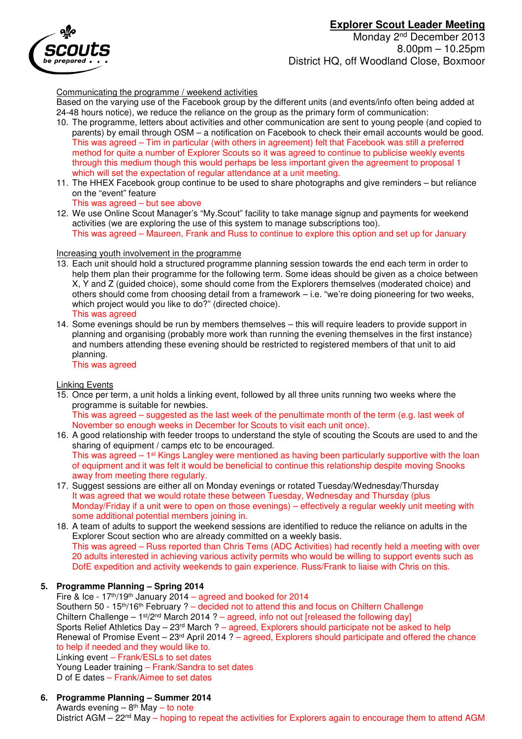**Explorer Scout Leader Meeting**
Monday 2nd December 2013
8.00pm – 10.25pm
District HQ, off Woodland Close, Boxmoor

Communicating the programme / weekend activities

Based on the varying use of the Facebook group by the different units (and events/info often being added at 24-48 hours notice), we reduce the reliance on the group as the primary form of communication:

10. The programme, letters about activities and other communication are sent to young people (and copied to parents) by email through OSM – a notification on Facebook to check their email accounts would be good.
    This was agreed – Tim in particular (with others in agreement) felt that Facebook was still a preferred method for quite a number of Explorer Scouts so it was agreed to continue to publicise weekly events through this medium though this would perhaps be less important given the agreement to proposal 1 which will set the expectation of regular attendance at a unit meeting.
11. The HHEX Facebook group continue to be used to share photographs and give reminders – but reliance on the "event" feature
    This was agreed – but see above
12. We use Online Scout Manager's "My.Scout" facility to take manage signup and payments for weekend activities (we are exploring the use of this system to manage subscriptions too).
    This was agreed – Maureen, Frank and Russ to continue to explore this option and set up for January

Increasing youth involvement in the programme

13. Each unit should hold a structured programme planning session towards the end each term in order to help them plan their programme for the following term. Some ideas should be given as a choice between X, Y and Z (guided choice), some should come from the Explorers themselves (moderated choice) and others should come from choosing detail from a framework – i.e. "we're doing pioneering for two weeks, which project would you like to do?" (directed choice).
    This was agreed
14. Some evenings should be run by members themselves – this will require leaders to provide support in planning and organising (probably more work than running the evening themselves in the first instance) and numbers attending these evening should be restricted to registered members of that unit to aid planning.
    This was agreed

Linking Events

15. Once per term, a unit holds a linking event, followed by all three units running two weeks where the programme is suitable for newbies.
    This was agreed – suggested as the last week of the penultimate month of the term (e.g. last week of November so enough weeks in December for Scouts to visit each unit once).
16. A good relationship with feeder troops to understand the style of scouting the Scouts are used to and the sharing of equipment / camps etc to be encouraged.
    This was agreed – 1st Kings Langley were mentioned as having been particularly supportive with the loan of equipment and it was felt it would be beneficial to continue this relationship despite moving Snooks away from meeting there regularly.
17. Suggest sessions are either all on Monday evenings or rotated Tuesday/Wednesday/Thursday
    It was agreed that we would rotate these between Tuesday, Wednesday and Thursday (plus Monday/Friday if a unit were to open on those evenings) – effectively a regular weekly unit meeting with some additional potential members joining in.
18. A team of adults to support the weekend sessions are identified to reduce the reliance on adults in the Explorer Scout section who are already committed on a weekly basis.
    This was agreed – Russ reported than Chris Tems (ADC Activities) had recently held a meeting with over 20 adults interested in achieving various activity permits who would be willing to support events such as DofE expedition and activity weekends to gain experience. Russ/Frank to liaise with Chris on this.

**5. Programme Planning – Spring 2014**

Fire & Ice - 17th/19th January 2014 – agreed and booked for 2014
Southern 50 - 15th/16th February ? – decided not to attend this and focus on Chiltern Challenge
Chiltern Challenge – 1st/2nd March 2014 ? – agreed, info not out [released the following day]
Sports Relief Athletics Day – 23rd March ? – agreed, Explorers should participate not be asked to help
Renewal of Promise Event – 23rd April 2014 ? – agreed, Explorers should participate and offered the chance to help if needed and they would like to.
Linking event – Frank/ESLs to set dates
Young Leader training – Frank/Sandra to set dates
D of E dates – Frank/Aimee to set dates

**6. Programme Planning – Summer 2014**

Awards evening – 8th May – to note
District AGM – 22nd May – hoping to repeat the activities for Explorers again to encourage them to attend AGM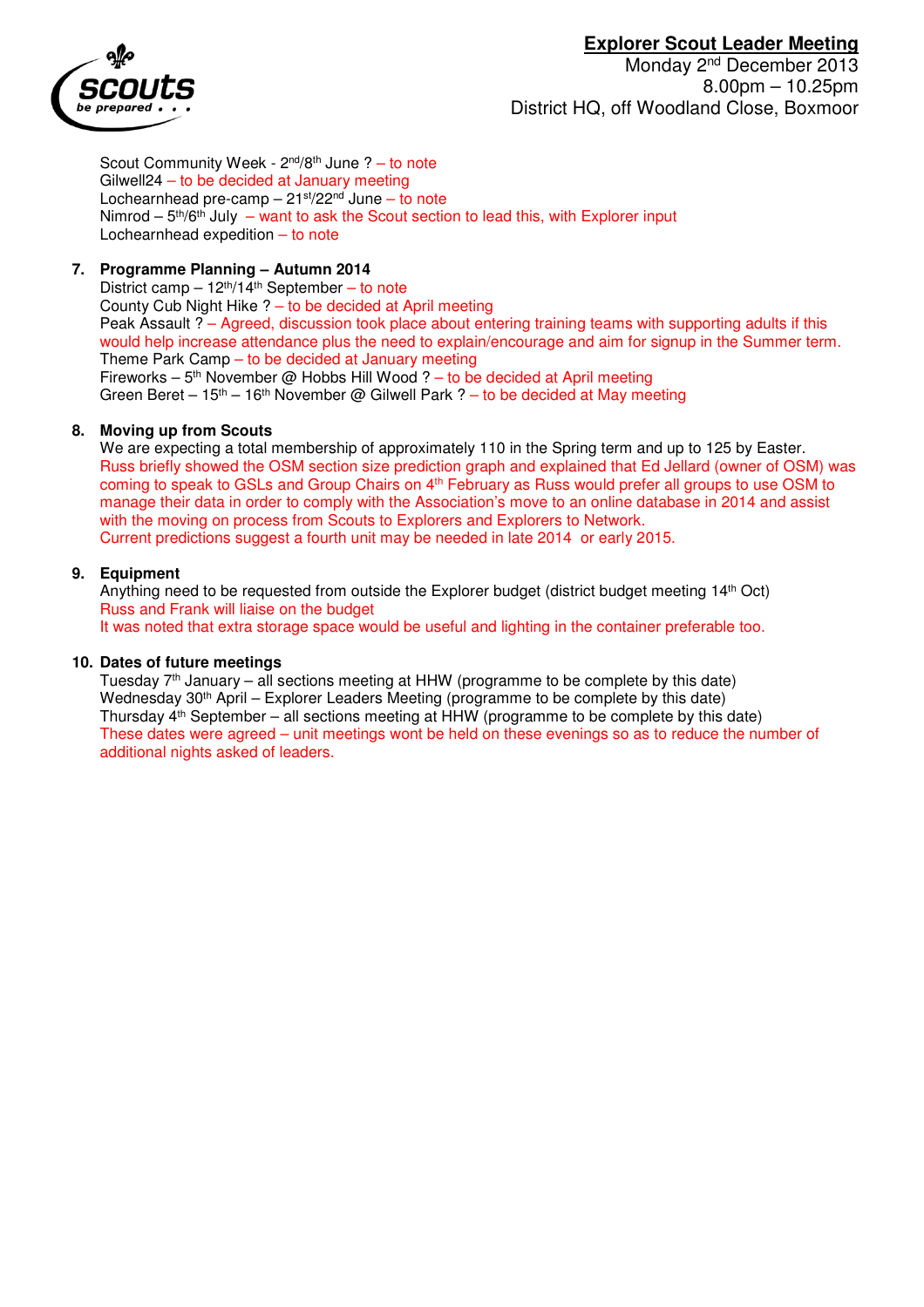Scout Community Week - 2nd/8th June ? – to note
Gilwell24 – to be decided at January meeting
Lochearnhead pre-camp – 21st/22nd June – to note
Nimrod – 5th/6th July – want to ask the Scout section to lead this, with Explorer input
Lochearnhead expedition – to note

**7. Programme Planning – Autumn 2014**

District camp – 12th/14th September – to note
County Cub Night Hike ? – to be decided at April meeting
Peak Assault ? – Agreed, discussion took place about entering training teams with supporting adults if this would help increase attendance plus the need to explain/encourage and aim for signup in the Summer term.
Theme Park Camp – to be decided at January meeting
Fireworks – 5th November @ Hobbs Hill Wood ? – to be decided at April meeting
Green Beret – 15th – 16th November @ Gilwell Park ? – to be decided at May meeting

**8. Moving up from Scouts**

We are expecting a total membership of approximately 110 in the Spring term and up to 125 by Easter.
Russ briefly showed the OSM section size prediction graph and explained that Ed Jellard (owner of OSM) was coming to speak to GSLs and Group Chairs on 4th February as Russ would prefer all groups to use OSM to manage their data in order to comply with the Association's move to an online database in 2014 and assist with the moving on process from Scouts to Explorers and Explorers to Network.
Current predictions suggest a fourth unit may be needed in late 2014 or early 2015.

**9. Equipment**

Anything need to be requested from outside the Explorer budget (district budget meeting 14th Oct)
Russ and Frank will liaise on the budget
It was noted that extra storage space would be useful and lighting in the container preferable too.

**10. Dates of future meetings**

Tuesday 7th January – all sections meeting at HHW (programme to be complete by this date)
Wednesday 30th April – Explorer Leaders Meeting (programme to be complete by this date)
Thursday 4th September – all sections meeting at HHW (programme to be complete by this date)
These dates were agreed – unit meetings wont be held on these evenings so as to reduce the number of additional nights asked of leaders.